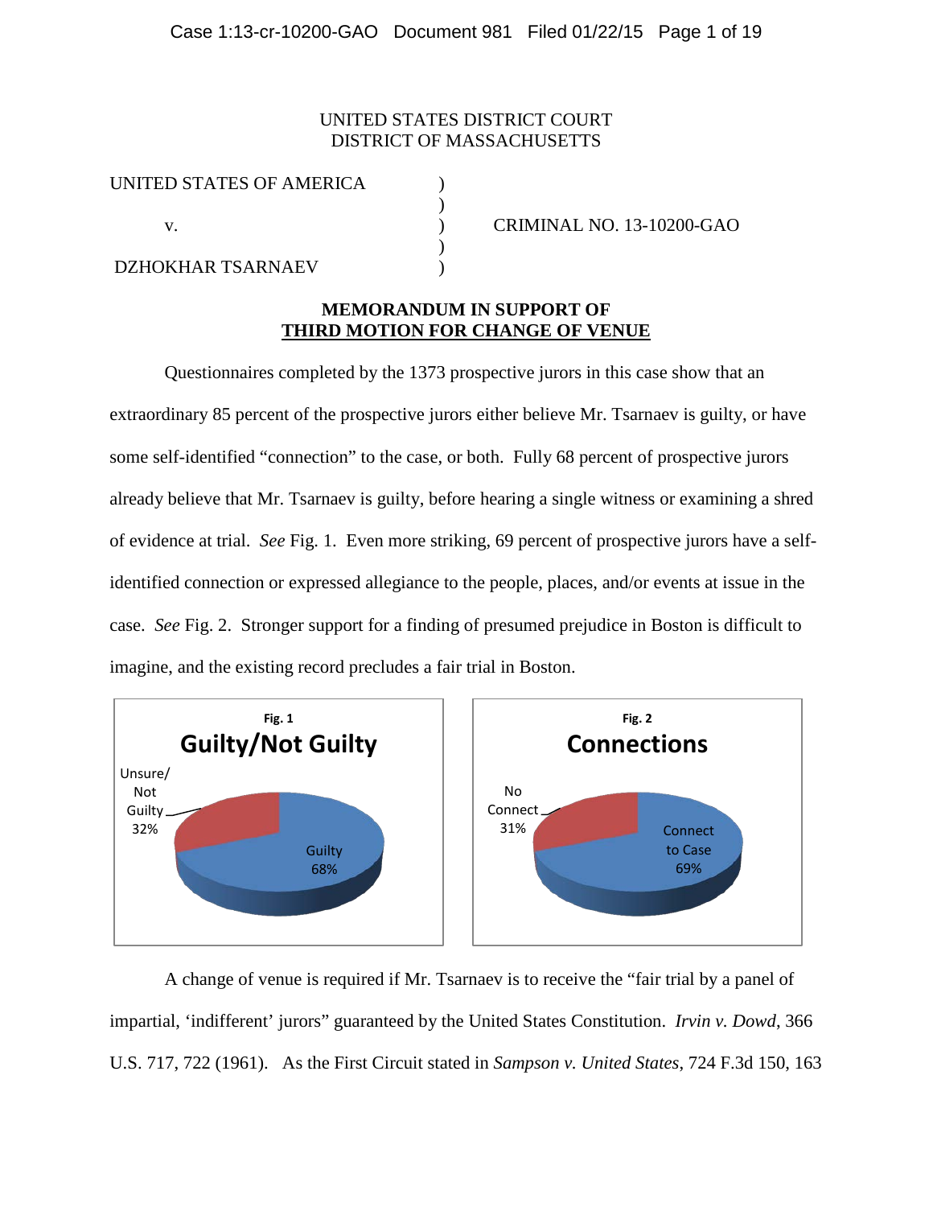UNITED STATES DISTRICT COURT
DISTRICT OF MASSACHUSETTS

| UNITED STATES OF AMERICA | ) | |
|---|---|---|
| | ) | |
| v. | ) | CRIMINAL NO. 13-10200-GAO |
| | ) | |
| DZHOKHAR TSARNAEV | ) | |

## MEMORANDUM IN SUPPORT OF THIRD MOTION FOR CHANGE OF VENUE

Questionnaires completed by the 1373 prospective jurors in this case show that an extraordinary 85 percent of the prospective jurors either believe Mr. Tsarnaev is guilty, or have some self-identified "connection" to the case, or both. Fully 68 percent of prospective jurors already believe that Mr. Tsarnaev is guilty, before hearing a single witness or examining a shred of evidence at trial. *See* Fig. 1. Even more striking, 69 percent of prospective jurors have a self-identified connection or expressed allegiance to the people, places, and/or events at issue in the case. *See* Fig. 2. Stronger support for a finding of presumed prejudice in Boston is difficult to imagine, and the existing record precludes a fair trial in Boston.

**Fig. 1**

**Guilty/Not Guilty**

Unsure/Not Guilty 32%

Guilty 68%

**Fig. 2**

**Connections**

No Connect 31%

Connect to Case 69%

A change of venue is required if Mr. Tsarnaev is to receive the "fair trial by a panel of impartial, 'indifferent' jurors" guaranteed by the United States Constitution. *Irvin v. Dowd*, 366 U.S. 717, 722 (1961). As the First Circuit stated in *Sampson v. United States*, 724 F.3d 150, 163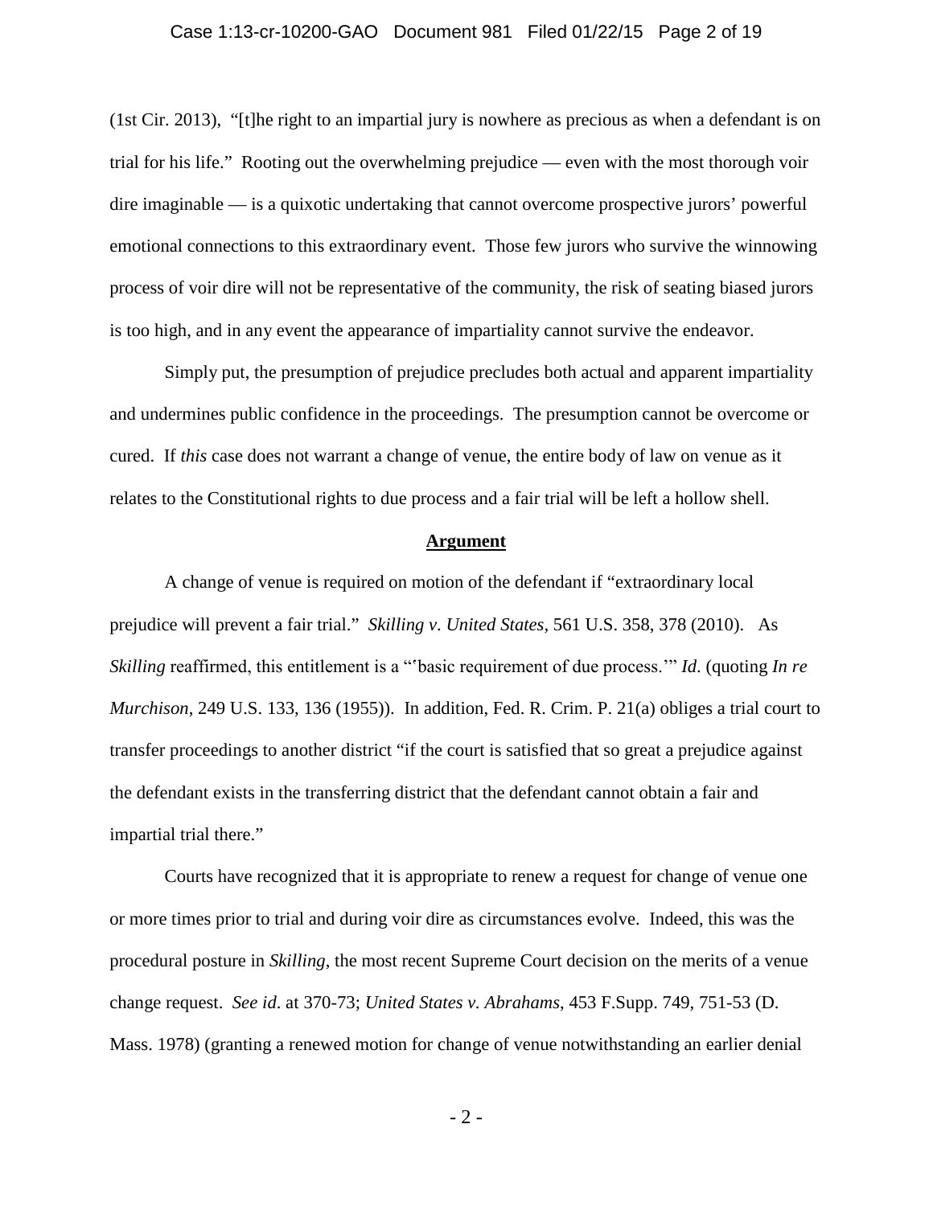(1st Cir. 2013), "[t]he right to an impartial jury is nowhere as precious as when a defendant is on trial for his life." Rooting out the overwhelming prejudice — even with the most thorough voir dire imaginable — is a quixotic undertaking that cannot overcome prospective jurors' powerful emotional connections to this extraordinary event. Those few jurors who survive the winnowing process of voir dire will not be representative of the community, the risk of seating biased jurors is too high, and in any event the appearance of impartiality cannot survive the endeavor.

Simply put, the presumption of prejudice precludes both actual and apparent impartiality and undermines public confidence in the proceedings. The presumption cannot be overcome or cured. If *this* case does not warrant a change of venue, the entire body of law on venue as it relates to the Constitutional rights to due process and a fair trial will be left a hollow shell.

**Argument**

A change of venue is required on motion of the defendant if "extraordinary local prejudice will prevent a fair trial." *Skilling v. United States,* 561 U.S. 358, 378 (2010). As *Skilling* reaffirmed, this entitlement is a "'basic requirement of due process.'" *Id*. (quoting *In re Murchison*, 249 U.S. 133, 136 (1955)). In addition, Fed. R. Crim. P. 21(a) obliges a trial court to transfer proceedings to another district "if the court is satisfied that so great a prejudice against the defendant exists in the transferring district that the defendant cannot obtain a fair and impartial trial there."

Courts have recognized that it is appropriate to renew a request for change of venue one or more times prior to trial and during voir dire as circumstances evolve. Indeed, this was the procedural posture in *Skilling*, the most recent Supreme Court decision on the merits of a venue change request. *See id*. at 370-73; *United States v. Abrahams*, 453 F.Supp. 749, 751-53 (D. Mass. 1978) (granting a renewed motion for change of venue notwithstanding an earlier denial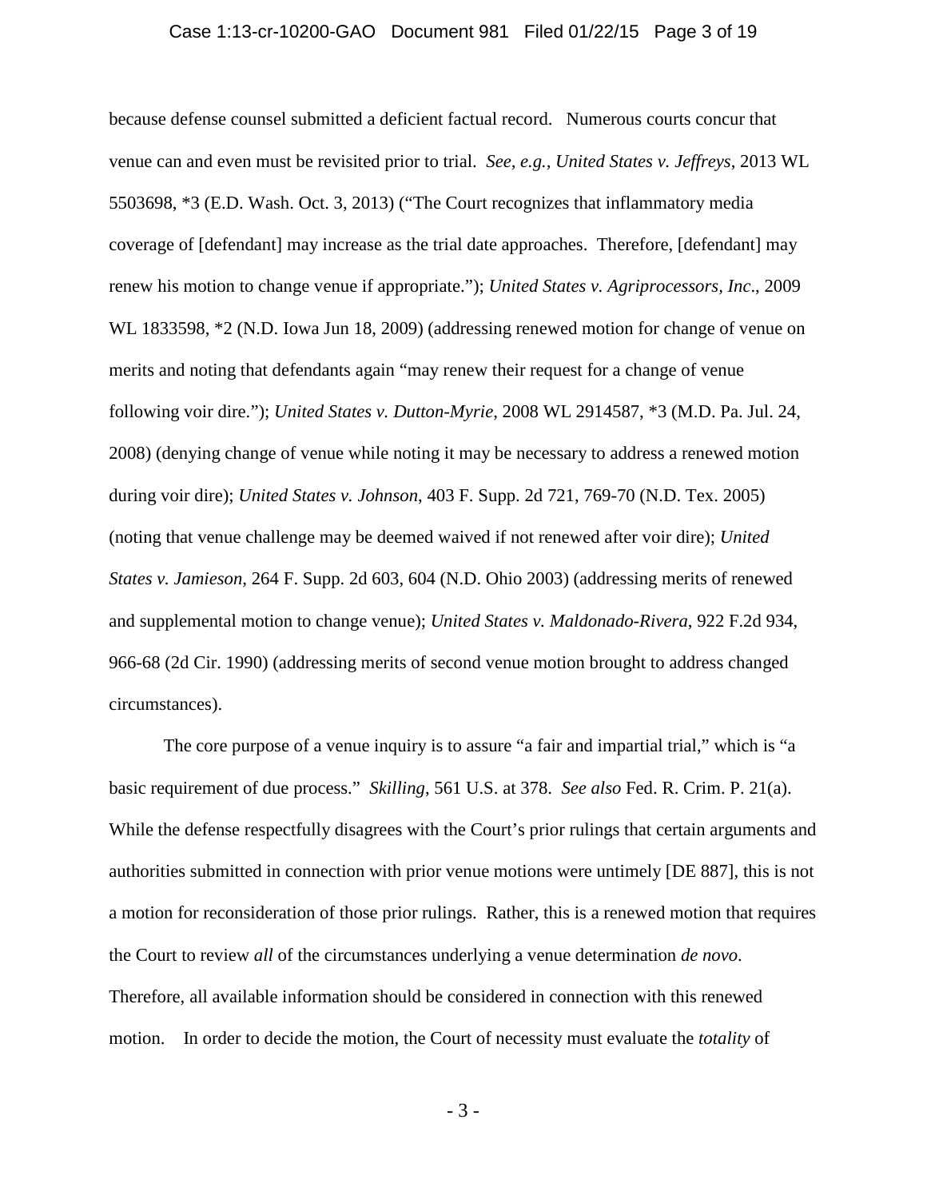because defense counsel submitted a deficient factual record. Numerous courts concur that venue can and even must be revisited prior to trial. *See, e.g., United States v. Jeffreys*, 2013 WL 5503698, *3 (E.D. Wash. Oct. 3, 2013) ("The Court recognizes that inflammatory media coverage of [defendant] may increase as the trial date approaches. Therefore, [defendant] may renew his motion to change venue if appropriate."); *United States v. Agriprocessors, Inc*., 2009 WL 1833598, *2 (N.D. Iowa Jun 18, 2009) (addressing renewed motion for change of venue on merits and noting that defendants again "may renew their request for a change of venue following voir dire."); *United States v. Dutton-Myrie*, 2008 WL 2914587, *3 (M.D. Pa. Jul. 24, 2008) (denying change of venue while noting it may be necessary to address a renewed motion during voir dire); *United States v. Johnson*, 403 F. Supp. 2d 721, 769-70 (N.D. Tex. 2005) (noting that venue challenge may be deemed waived if not renewed after voir dire); *United States v. Jamieson*, 264 F. Supp. 2d 603, 604 (N.D. Ohio 2003) (addressing merits of renewed and supplemental motion to change venue); *United States v. Maldonado-Rivera,* 922 F.2d 934, 966-68 (2d Cir. 1990) (addressing merits of second venue motion brought to address changed circumstances).

The core purpose of a venue inquiry is to assure "a fair and impartial trial," which is "a basic requirement of due process." *Skilling*, 561 U.S. at 378. *See also* Fed. R. Crim. P. 21(a). While the defense respectfully disagrees with the Court's prior rulings that certain arguments and authorities submitted in connection with prior venue motions were untimely [DE 887], this is not a motion for reconsideration of those prior rulings. Rather, this is a renewed motion that requires the Court to review *all* of the circumstances underlying a venue determination *de novo*. Therefore, all available information should be considered in connection with this renewed motion. In order to decide the motion, the Court of necessity must evaluate the *totality* of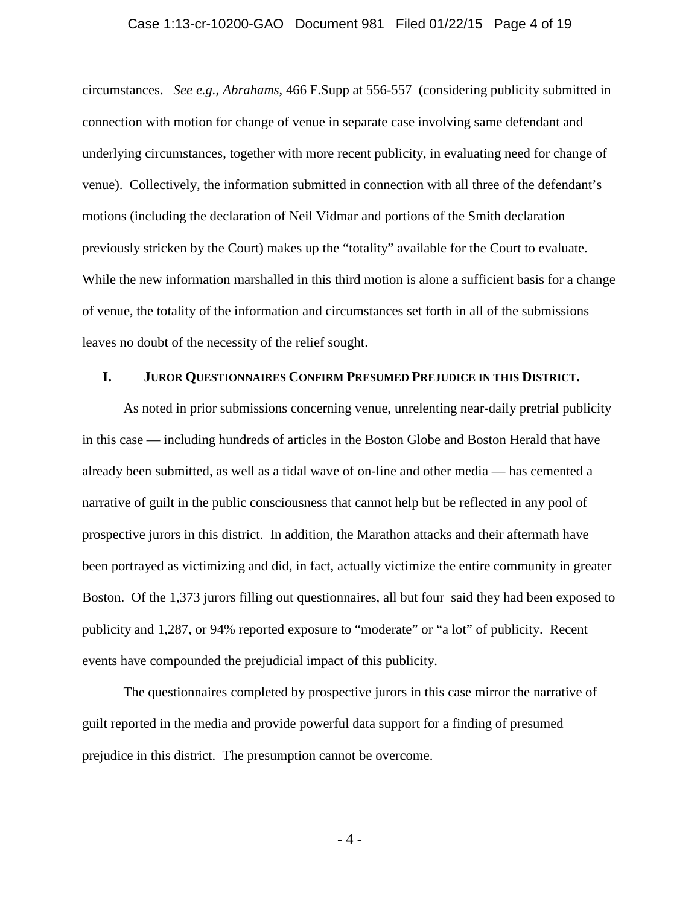circumstances. *See e.g.*, *Abrahams*, 466 F.Supp at 556-557 (considering publicity submitted in connection with motion for change of venue in separate case involving same defendant and underlying circumstances, together with more recent publicity, in evaluating need for change of venue). Collectively, the information submitted in connection with all three of the defendant's motions (including the declaration of Neil Vidmar and portions of the Smith declaration previously stricken by the Court) makes up the "totality" available for the Court to evaluate. While the new information marshalled in this third motion is alone a sufficient basis for a change of venue, the totality of the information and circumstances set forth in all of the submissions leaves no doubt of the necessity of the relief sought.

## I. JUROR QUESTIONNAIRES CONFIRM PRESUMED PREJUDICE IN THIS DISTRICT.

As noted in prior submissions concerning venue, unrelenting near-daily pretrial publicity in this case — including hundreds of articles in the Boston Globe and Boston Herald that have already been submitted, as well as a tidal wave of on-line and other media — has cemented a narrative of guilt in the public consciousness that cannot help but be reflected in any pool of prospective jurors in this district. In addition, the Marathon attacks and their aftermath have been portrayed as victimizing and did, in fact, actually victimize the entire community in greater Boston. Of the 1,373 jurors filling out questionnaires, all but four said they had been exposed to publicity and 1,287, or 94% reported exposure to "moderate" or "a lot" of publicity. Recent events have compounded the prejudicial impact of this publicity.

The questionnaires completed by prospective jurors in this case mirror the narrative of guilt reported in the media and provide powerful data support for a finding of presumed prejudice in this district. The presumption cannot be overcome.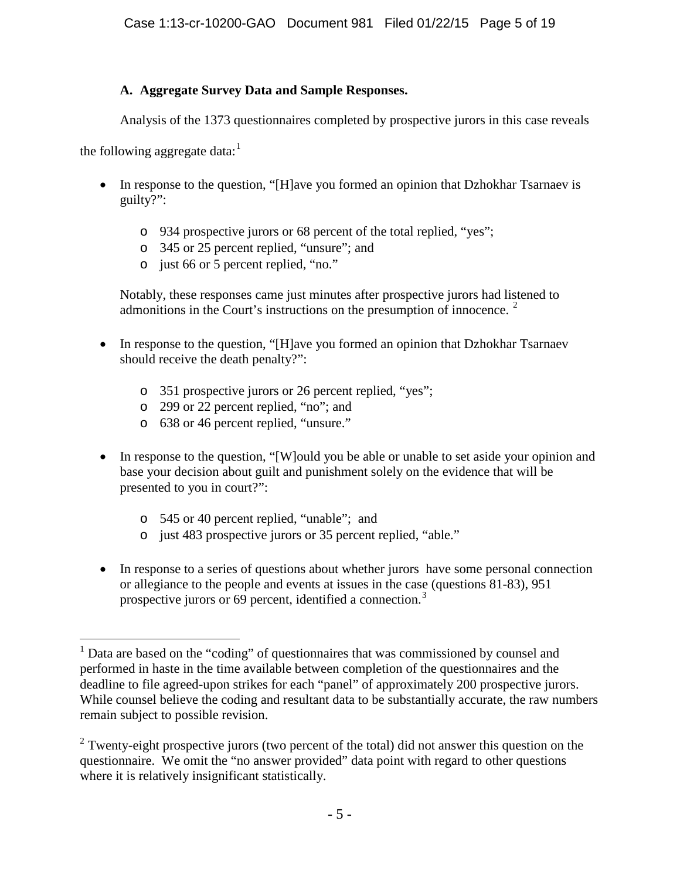### A. Aggregate Survey Data and Sample Responses.

Analysis of the 1373 questionnaires completed by prospective jurors in this case reveals the following aggregate data:[1]

- In response to the question, "[H]ave you formed an opinion that Dzhokhar Tsarnaev is guilty?":
    - 934 prospective jurors or 68 percent of the total replied, "yes";
    - 345 or 25 percent replied, "unsure"; and
    - just 66 or 5 percent replied, "no."

  Notably, these responses came just minutes after prospective jurors had listened to admonitions in the Court's instructions on the presumption of innocence. [2]

- In response to the question, "[H]ave you formed an opinion that Dzhokhar Tsarnaev should receive the death penalty?":
    - 351 prospective jurors or 26 percent replied, "yes";
    - 299 or 22 percent replied, "no"; and
    - 638 or 46 percent replied, "unsure."

- In response to the question, "[W]ould you be able or unable to set aside your opinion and base your decision about guilt and punishment solely on the evidence that will be presented to you in court?":
    - 545 or 40 percent replied, "unable"; and
    - just 483 prospective jurors or 35 percent replied, "able."

- In response to a series of questions about whether jurors have some personal connection or allegiance to the people and events at issues in the case (questions 81-83), 951 prospective jurors or 69 percent, identified a connection.[3]

---

[1] Data are based on the "coding" of questionnaires that was commissioned by counsel and performed in haste in the time available between completion of the questionnaires and the deadline to file agreed-upon strikes for each "panel" of approximately 200 prospective jurors. While counsel believe the coding and resultant data to be substantially accurate, the raw numbers remain subject to possible revision.

[2] Twenty-eight prospective jurors (two percent of the total) did not answer this question on the questionnaire. We omit the "no answer provided" data point with regard to other questions where it is relatively insignificant statistically.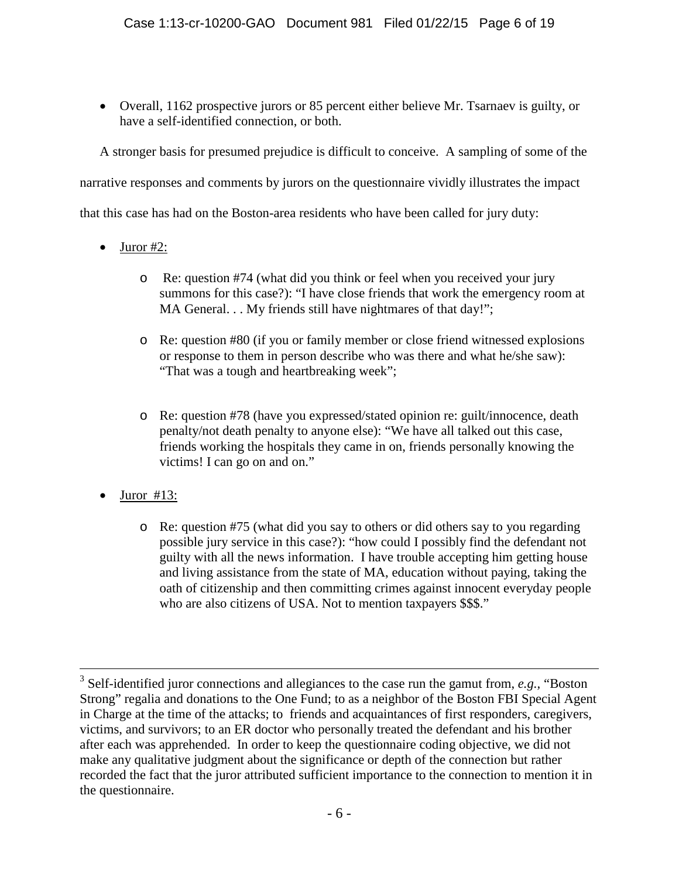- Overall, 1162 prospective jurors or 85 percent either believe Mr. Tsarnaev is guilty, or have a self-identified connection, or both.

A stronger basis for presumed prejudice is difficult to conceive. A sampling of some of the narrative responses and comments by jurors on the questionnaire vividly illustrates the impact that this case has had on the Boston-area residents who have been called for jury duty:

- Juror #2:
  - Re: question #74 (what did you think or feel when you received your jury summons for this case?): "I have close friends that work the emergency room at MA General. . . My friends still have nightmares of that day!";
  - Re: question #80 (if you or family member or close friend witnessed explosions or response to them in person describe who was there and what he/she saw): "That was a tough and heartbreaking week";
  - Re: question #78 (have you expressed/stated opinion re: guilt/innocence, death penalty/not death penalty to anyone else): "We have all talked out this case, friends working the hospitals they came in on, friends personally knowing the victims! I can go on and on."
- Juror #13:
  - Re: question #75 (what did you say to others or did others say to you regarding possible jury service in this case?): "how could I possibly find the defendant not guilty with all the news information. I have trouble accepting him getting house and living assistance from the state of MA, education without paying, taking the oath of citizenship and then committing crimes against innocent everyday people who are also citizens of USA. Not to mention taxpayers $$$."

---

[3] Self-identified juror connections and allegiances to the case run the gamut from, *e.g.*, "Boston Strong" regalia and donations to the One Fund; to as a neighbor of the Boston FBI Special Agent in Charge at the time of the attacks; to friends and acquaintances of first responders, caregivers, victims, and survivors; to an ER doctor who personally treated the defendant and his brother after each was apprehended. In order to keep the questionnaire coding objective, we did not make any qualitative judgment about the significance or depth of the connection but rather recorded the fact that the juror attributed sufficient importance to the connection to mention it in the questionnaire.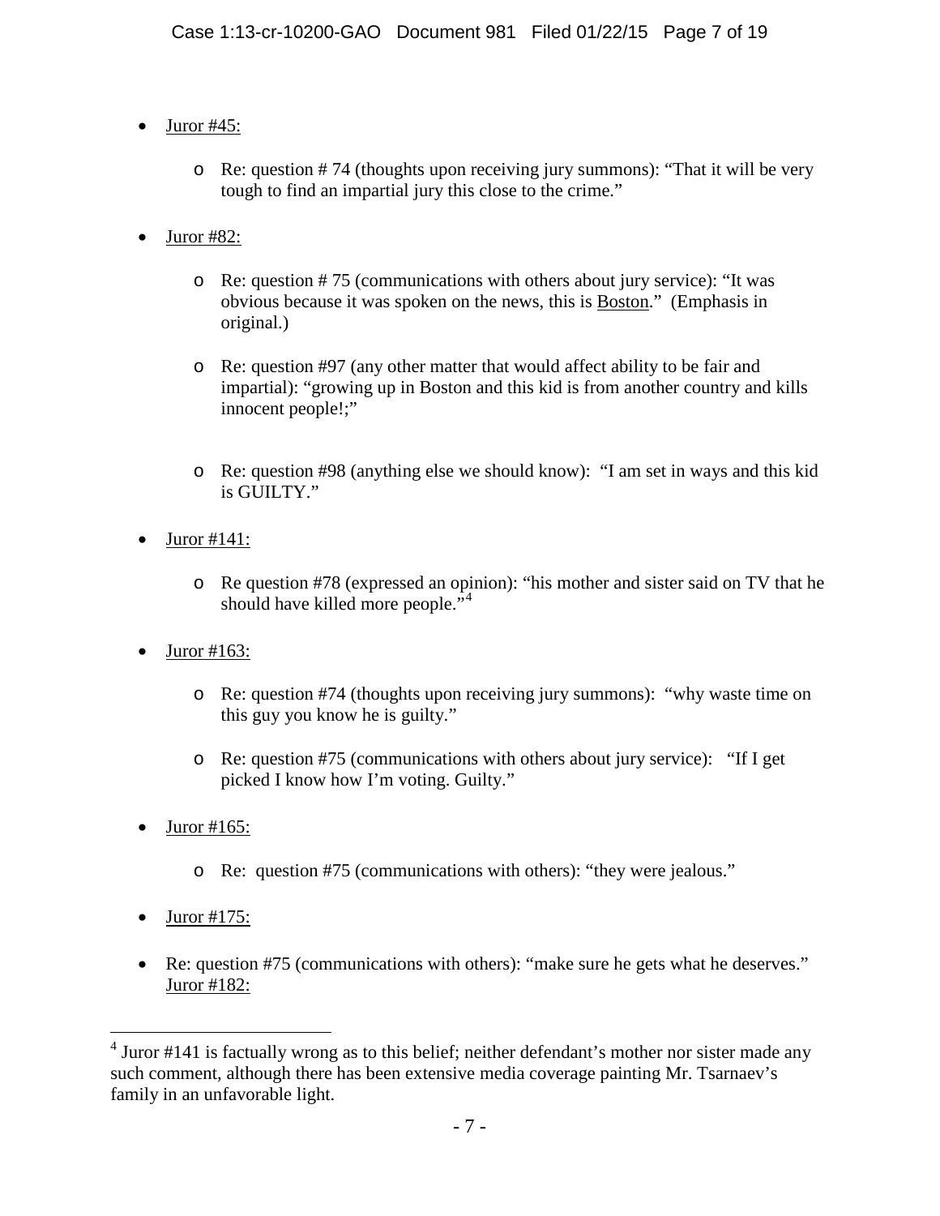- Juror #45:
    - Re: question # 74 (thoughts upon receiving jury summons): "That it will be very tough to find an impartial jury this close to the crime."
- Juror #82:
    - Re: question # 75 (communications with others about jury service): "It was obvious because it was spoken on the news, this is Boston." (Emphasis in original.)
    - Re: question #97 (any other matter that would affect ability to be fair and impartial): "growing up in Boston and this kid is from another country and kills innocent people!;"
    - Re: question #98 (anything else we should know): "I am set in ways and this kid is GUILTY."
- Juror #141:
    - Re question #78 (expressed an opinion): "his mother and sister said on TV that he should have killed more people."[4]
- Juror #163:
    - Re: question #74 (thoughts upon receiving jury summons): "why waste time on this guy you know he is guilty."
    - Re: question #75 (communications with others about jury service): "If I get picked I know how I'm voting. Guilty."
- Juror #165:
    - Re: question #75 (communications with others): "they were jealous."
- Juror #175:
- Re: question #75 (communications with others): "make sure he gets what he deserves."
Juror #182:

[4] Juror #141 is factually wrong as to this belief; neither defendant's mother nor sister made any such comment, although there has been extensive media coverage painting Mr. Tsarnaev's family in an unfavorable light.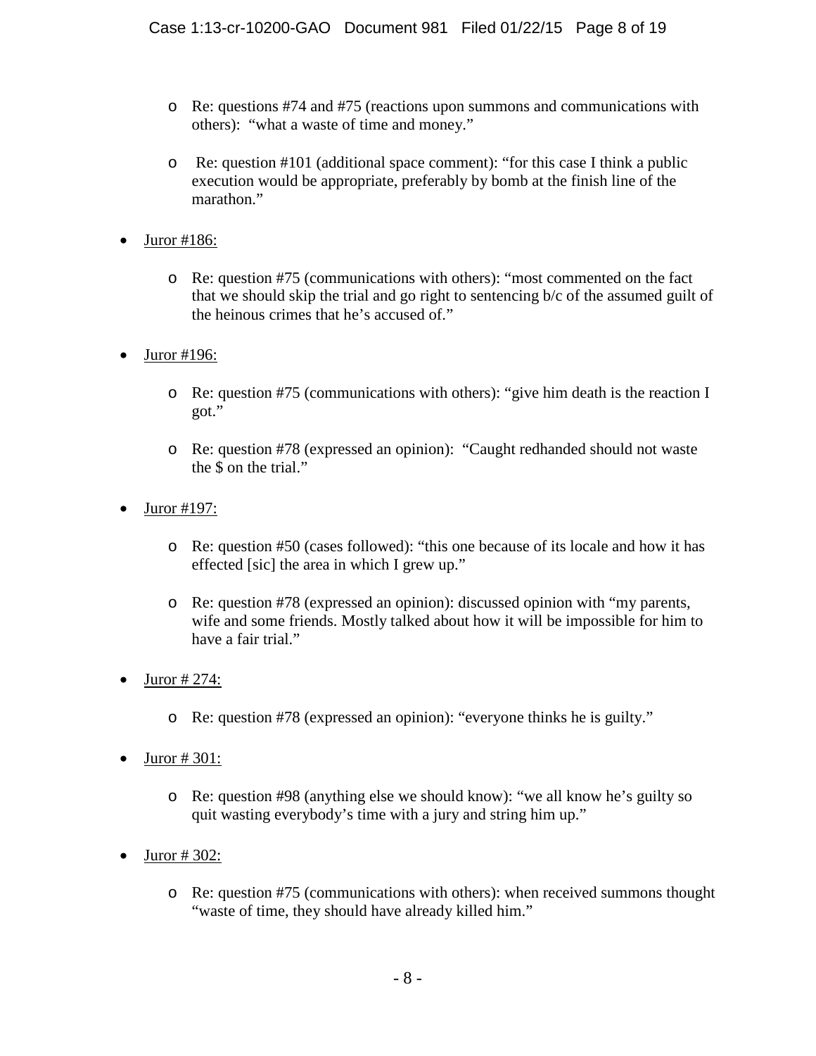- Re: questions #74 and #75 (reactions upon summons and communications with others): "what a waste of time and money."

  - Re: question #101 (additional space comment): "for this case I think a public execution would be appropriate, preferably by bomb at the finish line of the marathon."

- <u>Juror #186:</u>

  - Re: question #75 (communications with others): "most commented on the fact that we should skip the trial and go right to sentencing b/c of the assumed guilt of the heinous crimes that he's accused of."

- <u>Juror #196:</u>

  - Re: question #75 (communications with others): "give him death is the reaction I got."

  - Re: question #78 (expressed an opinion): "Caught redhanded should not waste the $ on the trial."

- <u>Juror #197:</u>

  - Re: question #50 (cases followed): "this one because of its locale and how it has effected [sic] the area in which I grew up."

  - Re: question #78 (expressed an opinion): discussed opinion with "my parents, wife and some friends. Mostly talked about how it will be impossible for him to have a fair trial."

- <u>Juror # 274:</u>

  - Re: question #78 (expressed an opinion): "everyone thinks he is guilty."

- <u>Juror # 301:</u>

  - Re: question #98 (anything else we should know): "we all know he's guilty so quit wasting everybody's time with a jury and string him up."

- <u>Juror # 302:</u>

  - Re: question #75 (communications with others): when received summons thought "waste of time, they should have already killed him."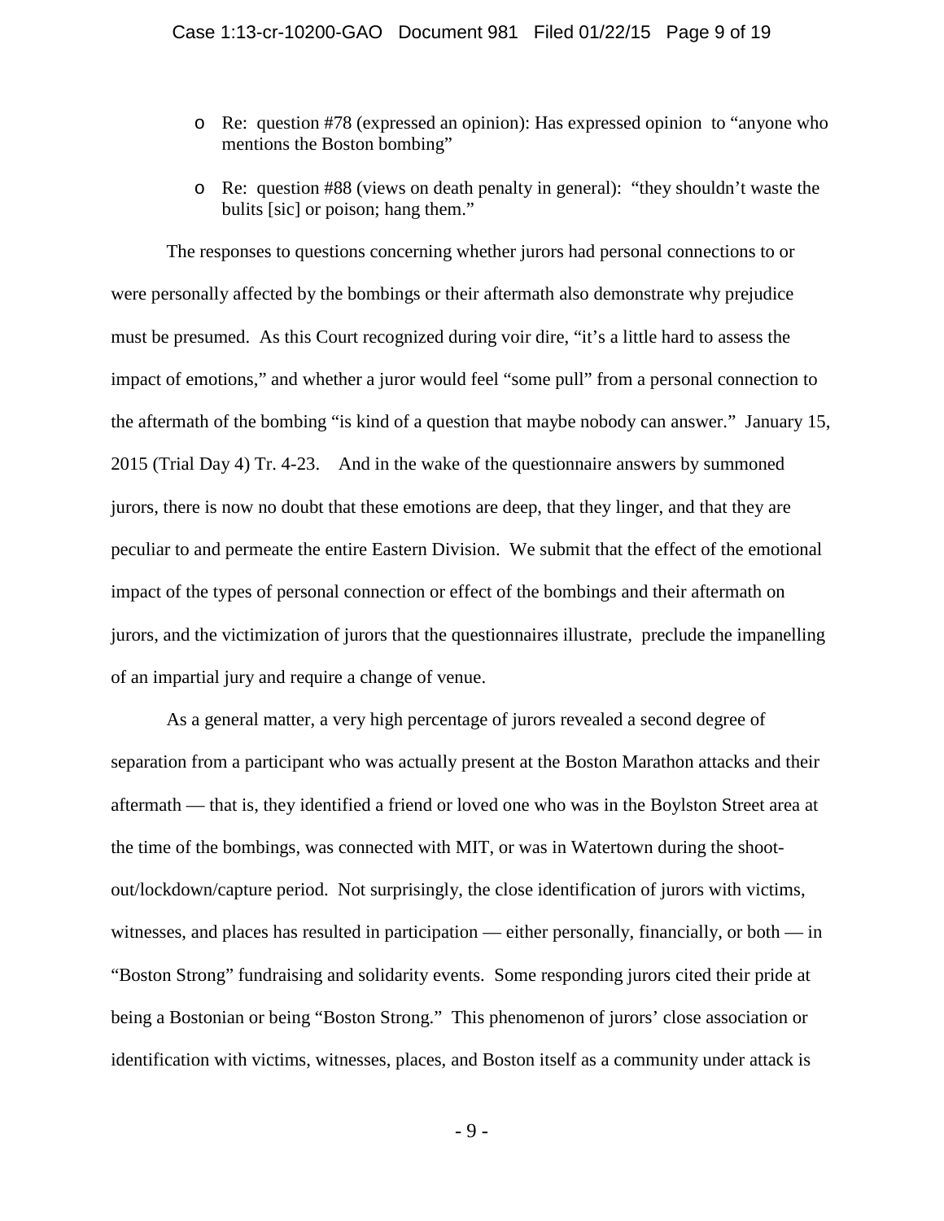- Re: question #78 (expressed an opinion): Has expressed opinion to "anyone who mentions the Boston bombing"
- Re: question #88 (views on death penalty in general): "they shouldn't waste the bulits [sic] or poison; hang them."

The responses to questions concerning whether jurors had personal connections to or were personally affected by the bombings or their aftermath also demonstrate why prejudice must be presumed. As this Court recognized during voir dire, "it's a little hard to assess the impact of emotions," and whether a juror would feel "some pull" from a personal connection to the aftermath of the bombing "is kind of a question that maybe nobody can answer." January 15, 2015 (Trial Day 4) Tr. 4-23. And in the wake of the questionnaire answers by summoned jurors, there is now no doubt that these emotions are deep, that they linger, and that they are peculiar to and permeate the entire Eastern Division. We submit that the effect of the emotional impact of the types of personal connection or effect of the bombings and their aftermath on jurors, and the victimization of jurors that the questionnaires illustrate, preclude the impanelling of an impartial jury and require a change of venue.

As a general matter, a very high percentage of jurors revealed a second degree of separation from a participant who was actually present at the Boston Marathon attacks and their aftermath — that is, they identified a friend or loved one who was in the Boylston Street area at the time of the bombings, was connected with MIT, or was in Watertown during the shoot-out/lockdown/capture period. Not surprisingly, the close identification of jurors with victims, witnesses, and places has resulted in participation — either personally, financially, or both — in "Boston Strong" fundraising and solidarity events. Some responding jurors cited their pride at being a Bostonian or being "Boston Strong." This phenomenon of jurors' close association or identification with victims, witnesses, places, and Boston itself as a community under attack is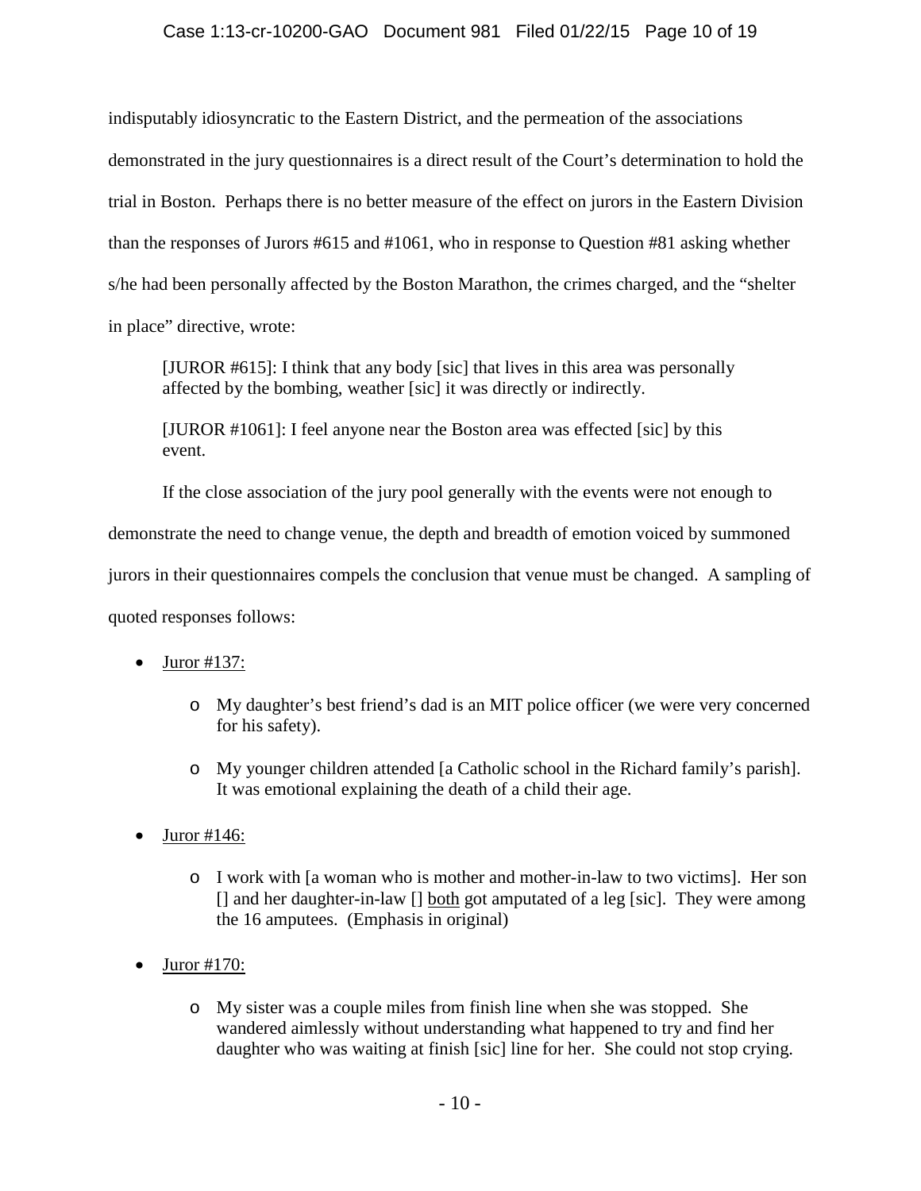indisputably idiosyncratic to the Eastern District, and the permeation of the associations demonstrated in the jury questionnaires is a direct result of the Court's determination to hold the trial in Boston. Perhaps there is no better measure of the effect on jurors in the Eastern Division than the responses of Jurors #615 and #1061, who in response to Question #81 asking whether s/he had been personally affected by the Boston Marathon, the crimes charged, and the "shelter in place" directive, wrote:

> [JUROR #615]: I think that any body [sic] that lives in this area was personally affected by the bombing, weather [sic] it was directly or indirectly.
>
> [JUROR #1061]: I feel anyone near the Boston area was effected [sic] by this event.

If the close association of the jury pool generally with the events were not enough to demonstrate the need to change venue, the depth and breadth of emotion voiced by summoned jurors in their questionnaires compels the conclusion that venue must be changed. A sampling of quoted responses follows:

- <u>Juror #137:</u>
  - My daughter's best friend's dad is an MIT police officer (we were very concerned for his safety).
  - My younger children attended [a Catholic school in the Richard family's parish]. It was emotional explaining the death of a child their age.
- <u>Juror #146:</u>
  - I work with [a woman who is mother and mother-in-law to two victims]. Her son [] and her daughter-in-law [] <u>both</u> got amputated of a leg [sic]. They were among the 16 amputees. (Emphasis in original)
- <u>Juror #170:</u>
  - My sister was a couple miles from finish line when she was stopped. She wandered aimlessly without understanding what happened to try and find her daughter who was waiting at finish [sic] line for her. She could not stop crying.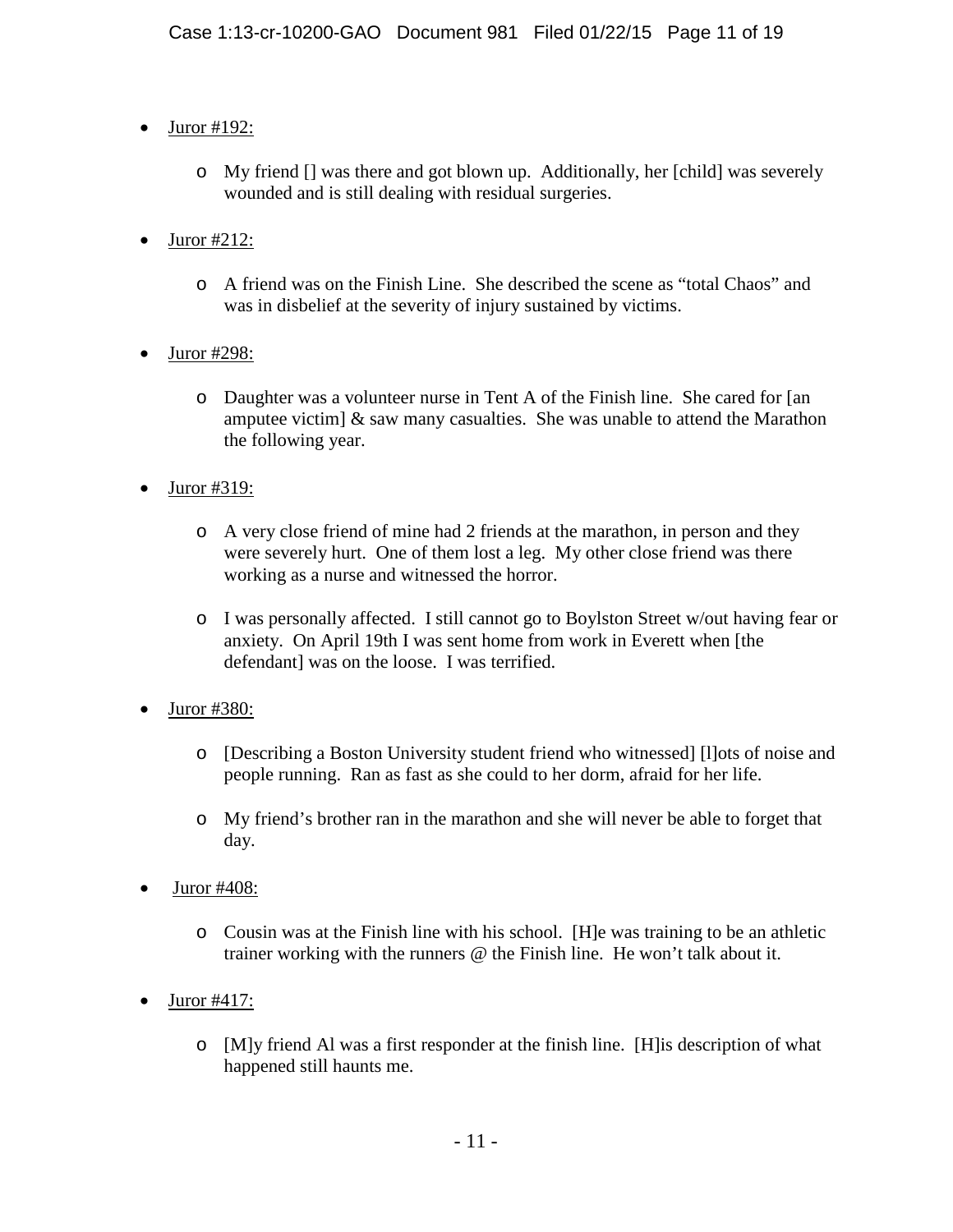- <u>Juror #192:</u>

  - My friend [] was there and got blown up. Additionally, her [child] was severely wounded and is still dealing with residual surgeries.

- <u>Juror #212:</u>

  - A friend was on the Finish Line. She described the scene as “total Chaos” and was in disbelief at the severity of injury sustained by victims.

- <u>Juror #298:</u>

  - Daughter was a volunteer nurse in Tent A of the Finish line. She cared for [an amputee victim] & saw many casualties. She was unable to attend the Marathon the following year.

- <u>Juror #319:</u>

  - A very close friend of mine had 2 friends at the marathon, in person and they were severely hurt. One of them lost a leg. My other close friend was there working as a nurse and witnessed the horror.

  - I was personally affected. I still cannot go to Boylston Street w/out having fear or anxiety. On April 19th I was sent home from work in Everett when [the defendant] was on the loose. I was terrified.

- <u>Juror #380:</u>

  - [Describing a Boston University student friend who witnessed] [l]ots of noise and people running. Ran as fast as she could to her dorm, afraid for her life.

  - My friend’s brother ran in the marathon and she will never be able to forget that day.

- <u>Juror #408:</u>

  - Cousin was at the Finish line with his school. [H]e was training to be an athletic trainer working with the runners @ the Finish line. He won’t talk about it.

- <u>Juror #417:</u>

  - [M]y friend Al was a first responder at the finish line. [H]is description of what happened still haunts me.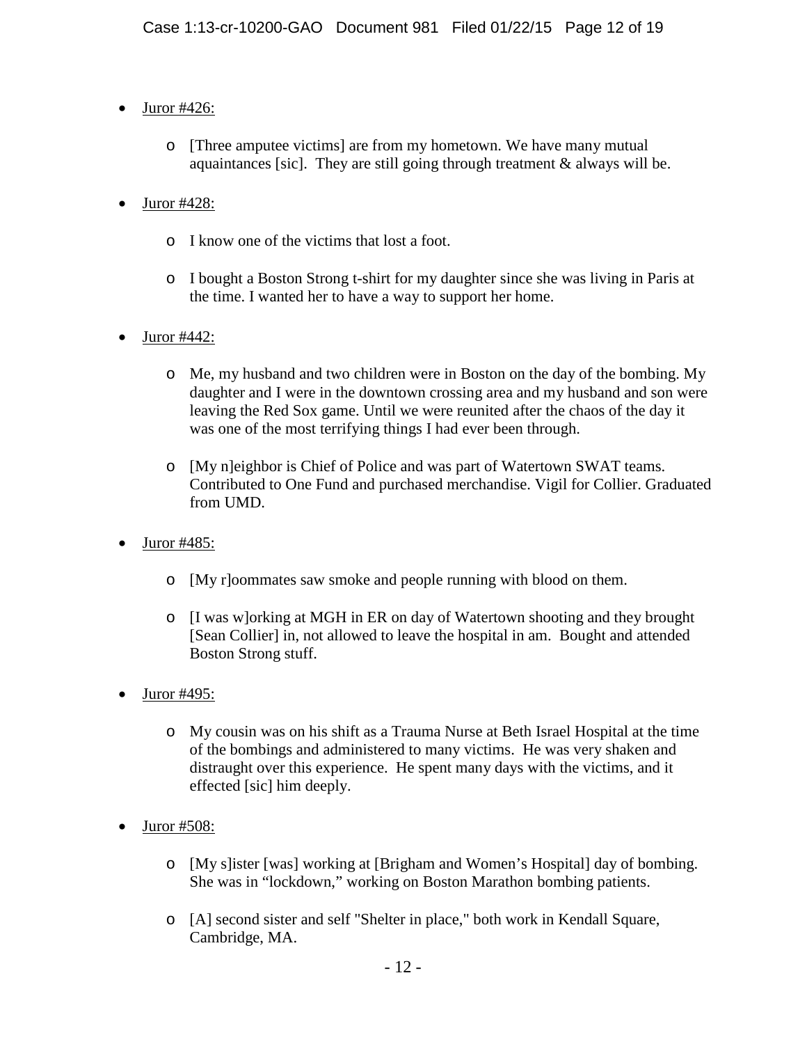- Juror #426:
  - [Three amputee victims] are from my hometown. We have many mutual aquaintances [sic]. They are still going through treatment & always will be.

- Juror #428:
  - I know one of the victims that lost a foot.
  - I bought a Boston Strong t-shirt for my daughter since she was living in Paris at the time. I wanted her to have a way to support her home.

- Juror #442:
  - Me, my husband and two children were in Boston on the day of the bombing. My daughter and I were in the downtown crossing area and my husband and son were leaving the Red Sox game. Until we were reunited after the chaos of the day it was one of the most terrifying things I had ever been through.
  - [My n]eighbor is Chief of Police and was part of Watertown SWAT teams. Contributed to One Fund and purchased merchandise. Vigil for Collier. Graduated from UMD.

- Juror #485:
  - [My r]oommates saw smoke and people running with blood on them.
  - [I was w]orking at MGH in ER on day of Watertown shooting and they brought [Sean Collier] in, not allowed to leave the hospital in am. Bought and attended Boston Strong stuff.

- Juror #495:
  - My cousin was on his shift as a Trauma Nurse at Beth Israel Hospital at the time of the bombings and administered to many victims. He was very shaken and distraught over this experience. He spent many days with the victims, and it effected [sic] him deeply.

- Juror #508:
  - [My s]ister [was] working at [Brigham and Women's Hospital] day of bombing. She was in "lockdown," working on Boston Marathon bombing patients.
  - [A] second sister and self "Shelter in place," both work in Kendall Square, Cambridge, MA.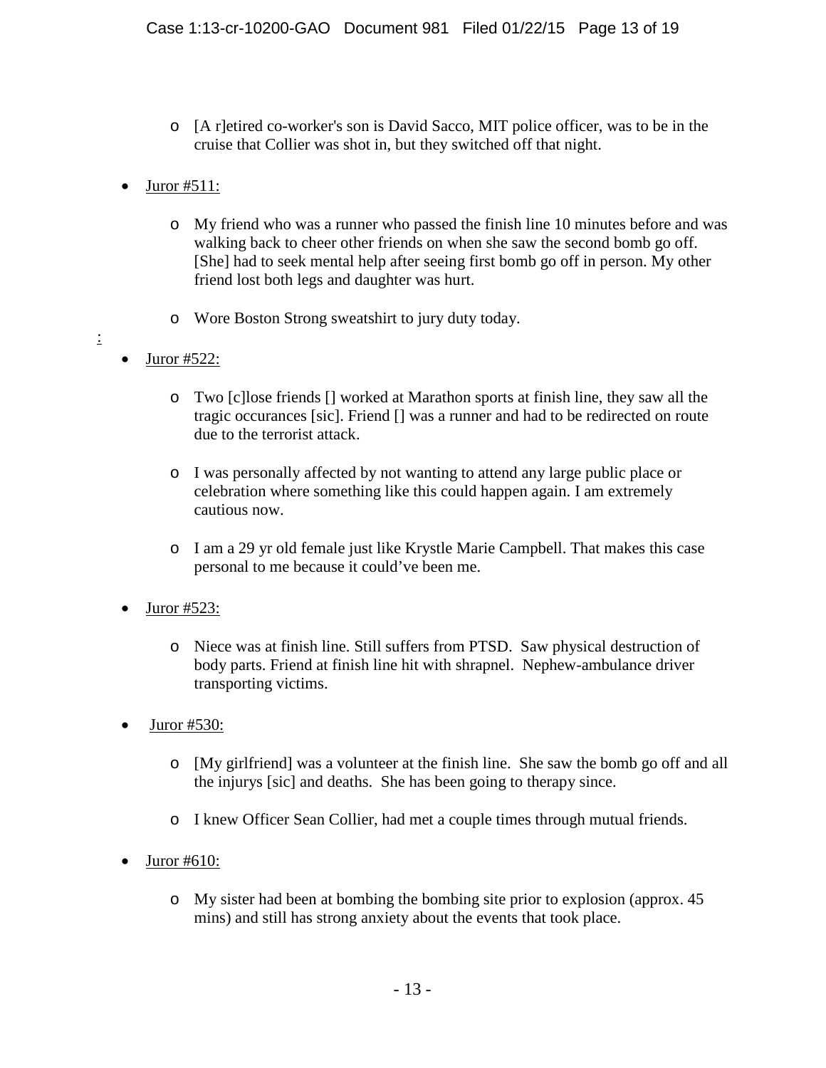- [A r]etired co-worker's son is David Sacco, MIT police officer, was to be in the cruise that Collier was shot in, but they switched off that night.

- Juror #511:

  - My friend who was a runner who passed the finish line 10 minutes before and was walking back to cheer other friends on when she saw the second bomb go off. [She] had to seek mental help after seeing first bomb go off in person. My other friend lost both legs and daughter was hurt.

  - Wore Boston Strong sweatshirt to jury duty today.

- Juror #522:

  - Two [c]lose friends [] worked at Marathon sports at finish line, they saw all the tragic occurances [sic]. Friend [] was a runner and had to be redirected on route due to the terrorist attack.

  - I was personally affected by not wanting to attend any large public place or celebration where something like this could happen again. I am extremely cautious now.

  - I am a 29 yr old female just like Krystle Marie Campbell. That makes this case personal to me because it could've been me.

- Juror #523:

  - Niece was at finish line. Still suffers from PTSD. Saw physical destruction of body parts. Friend at finish line hit with shrapnel. Nephew-ambulance driver transporting victims.

- Juror #530:

  - [My girlfriend] was a volunteer at the finish line. She saw the bomb go off and all the injurys [sic] and deaths. She has been going to therapy since.

  - I knew Officer Sean Collier, had met a couple times through mutual friends.

- Juror #610:

  - My sister had been at bombing the bombing site prior to explosion (approx. 45 mins) and still has strong anxiety about the events that took place.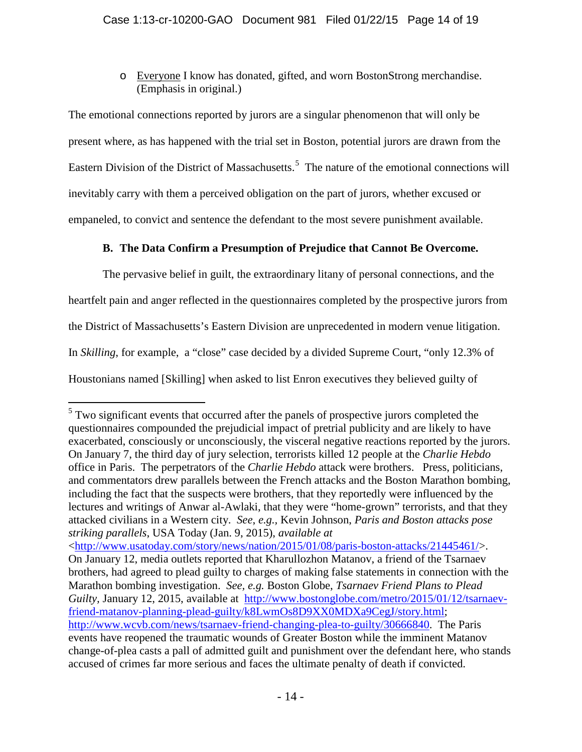- <u>Everyone</u> I know has donated, gifted, and worn BostonStrong merchandise. (Emphasis in original.)

The emotional connections reported by jurors are a singular phenomenon that will only be present where, as has happened with the trial set in Boston, potential jurors are drawn from the Eastern Division of the District of Massachusetts.[5] The nature of the emotional connections will inevitably carry with them a perceived obligation on the part of jurors, whether excused or empaneled, to convict and sentence the defendant to the most severe punishment available.

### B. The Data Confirm a Presumption of Prejudice that Cannot Be Overcome.

The pervasive belief in guilt, the extraordinary litany of personal connections, and the heartfelt pain and anger reflected in the questionnaires completed by the prospective jurors from the District of Massachusetts's Eastern Division are unprecedented in modern venue litigation. In *Skilling*, for example, a "close" case decided by a divided Supreme Court, "only 12.3% of Houstonians named [Skilling] when asked to list Enron executives they believed guilty of

---

[5] Two significant events that occurred after the panels of prospective jurors completed the questionnaires compounded the prejudicial impact of pretrial publicity and are likely to have exacerbated, consciously or unconsciously, the visceral negative reactions reported by the jurors. On January 7, the third day of jury selection, terrorists killed 12 people at the *Charlie Hebdo* office in Paris. The perpetrators of the *Charlie Hebdo* attack were brothers. Press, politicians, and commentators drew parallels between the French attacks and the Boston Marathon bombing, including the fact that the suspects were brothers, that they reportedly were influenced by the lectures and writings of Anwar al-Awlaki, that they were "home-grown" terrorists, and that they attacked civilians in a Western city. *See, e.g.,* Kevin Johnson, *Paris and Boston attacks pose striking parallels*, USA Today (Jan. 9, 2015), *available at* <http://www.usatoday.com/story/news/nation/2015/01/08/paris-boston-attacks/21445461/>. On January 12, media outlets reported that Kharullozhon Matanov, a friend of the Tsarnaev brothers, had agreed to plead guilty to charges of making false statements in connection with the Marathon bombing investigation. *See, e.g.* Boston Globe, *Tsarnaev Friend Plans to Plead Guilty*, January 12, 2015, available at http://www.bostonglobe.com/metro/2015/01/12/tsarnaev-friend-matanov-planning-plead-guilty/k8LwmOs8D9XX0MDXa9CegJ/story.html; http://www.wcvb.com/news/tsarnaev-friend-changing-plea-to-guilty/30666840. The Paris events have reopened the traumatic wounds of Greater Boston while the imminent Matanov change-of-plea casts a pall of admitted guilt and punishment over the defendant here, who stands accused of crimes far more serious and faces the ultimate penalty of death if convicted.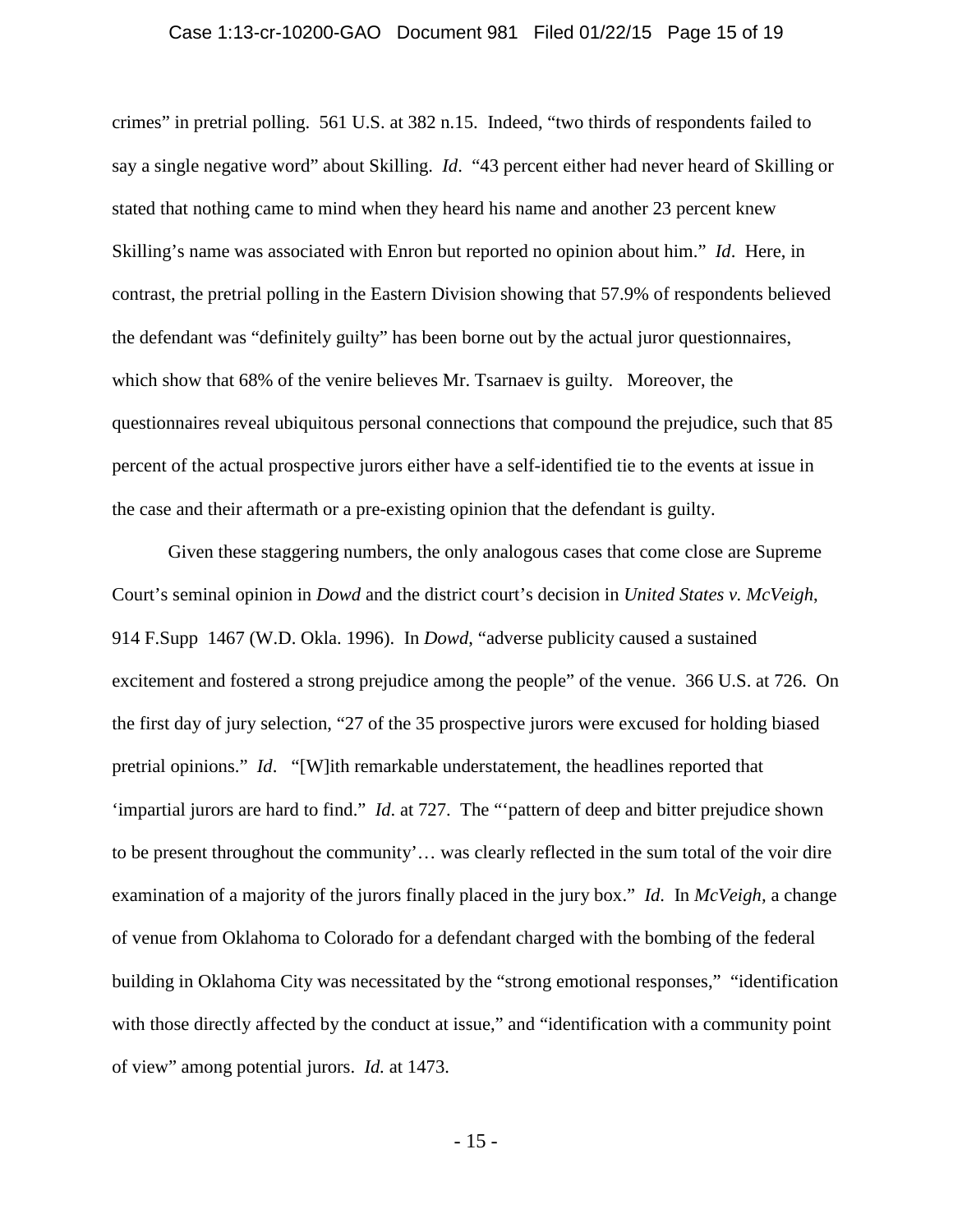crimes" in pretrial polling. 561 U.S. at 382 n.15. Indeed, "two thirds of respondents failed to say a single negative word" about Skilling. *Id*. "43 percent either had never heard of Skilling or stated that nothing came to mind when they heard his name and another 23 percent knew Skilling's name was associated with Enron but reported no opinion about him." *Id*. Here, in contrast, the pretrial polling in the Eastern Division showing that 57.9% of respondents believed the defendant was "definitely guilty" has been borne out by the actual juror questionnaires, which show that 68% of the venire believes Mr. Tsarnaev is guilty. Moreover, the questionnaires reveal ubiquitous personal connections that compound the prejudice, such that 85 percent of the actual prospective jurors either have a self-identified tie to the events at issue in the case and their aftermath or a pre-existing opinion that the defendant is guilty.

Given these staggering numbers, the only analogous cases that come close are Supreme Court's seminal opinion in *Dowd* and the district court's decision in *United States v. McVeigh*, 914 F.Supp 1467 (W.D. Okla. 1996). In *Dowd*, "adverse publicity caused a sustained excitement and fostered a strong prejudice among the people" of the venue. 366 U.S. at 726. On the first day of jury selection, "27 of the 35 prospective jurors were excused for holding biased pretrial opinions." *Id*. "[W]ith remarkable understatement, the headlines reported that 'impartial jurors are hard to find." *Id*. at 727. The "'pattern of deep and bitter prejudice shown to be present throughout the community'… was clearly reflected in the sum total of the voir dire examination of a majority of the jurors finally placed in the jury box." *Id*. In *McVeigh,* a change of venue from Oklahoma to Colorado for a defendant charged with the bombing of the federal building in Oklahoma City was necessitated by the "strong emotional responses," "identification with those directly affected by the conduct at issue," and "identification with a community point of view" among potential jurors. *Id.* at 1473.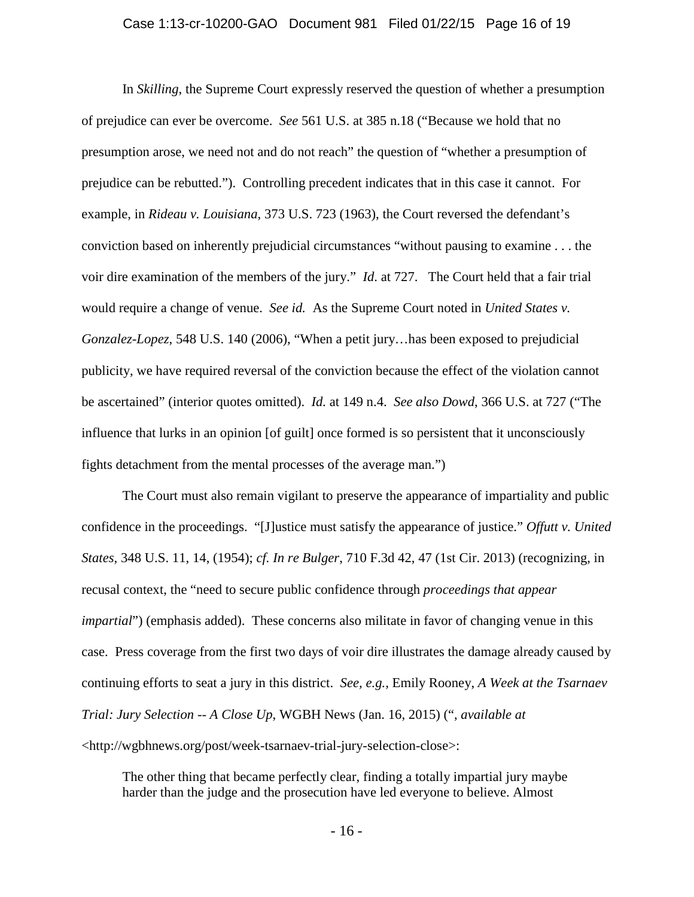In *Skilling*, the Supreme Court expressly reserved the question of whether a presumption of prejudice can ever be overcome. *See* 561 U.S. at 385 n.18 ("Because we hold that no presumption arose, we need not and do not reach" the question of "whether a presumption of prejudice can be rebutted."). Controlling precedent indicates that in this case it cannot. For example, in *Rideau v. Louisiana*, 373 U.S. 723 (1963), the Court reversed the defendant's conviction based on inherently prejudicial circumstances "without pausing to examine . . . the voir dire examination of the members of the jury." *Id*. at 727. The Court held that a fair trial would require a change of venue. *See id.* As the Supreme Court noted in *United States v. Gonzalez-Lopez*, 548 U.S. 140 (2006), "When a petit jury…has been exposed to prejudicial publicity, we have required reversal of the conviction because the effect of the violation cannot be ascertained" (interior quotes omitted). *Id.* at 149 n.4. *See also Dowd*, 366 U.S. at 727 ("The influence that lurks in an opinion [of guilt] once formed is so persistent that it unconsciously fights detachment from the mental processes of the average man.")

The Court must also remain vigilant to preserve the appearance of impartiality and public confidence in the proceedings. "[J]ustice must satisfy the appearance of justice." *Offutt v. United States*, 348 U.S. 11, 14, (1954); *cf. In re Bulger*, 710 F.3d 42, 47 (1st Cir. 2013) (recognizing, in recusal context, the "need to secure public confidence through *proceedings that appear impartial*") (emphasis added). These concerns also militate in favor of changing venue in this case. Press coverage from the first two days of voir dire illustrates the damage already caused by continuing efforts to seat a jury in this district. *See, e.g.,* Emily Rooney, *A Week at the Tsarnaev Trial: Jury Selection -- A Close Up*, WGBH News (Jan. 16, 2015) (", *available at* <http://wgbhnews.org/post/week-tsarnaev-trial-jury-selection-close>:

> The other thing that became perfectly clear, finding a totally impartial jury maybe harder than the judge and the prosecution have led everyone to believe. Almost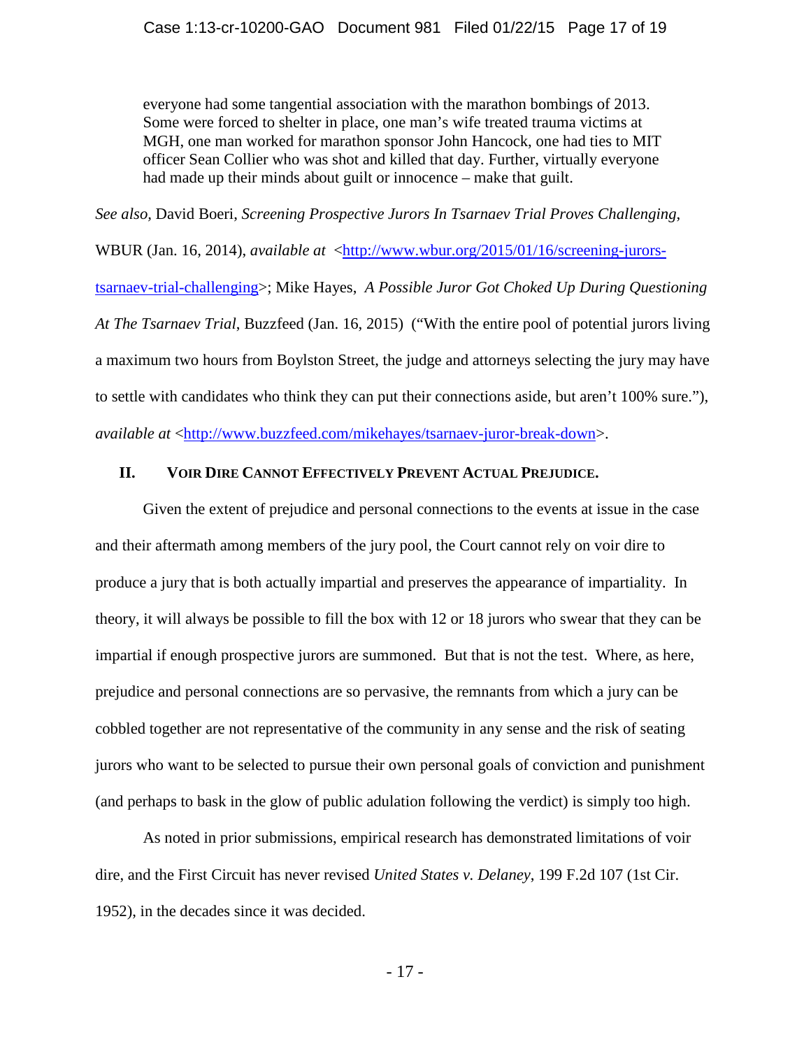> everyone had some tangential association with the marathon bombings of 2013. Some were forced to shelter in place, one man's wife treated trauma victims at MGH, one man worked for marathon sponsor John Hancock, one had ties to MIT officer Sean Collier who was shot and killed that day. Further, virtually everyone had made up their minds about guilt or innocence – make that guilt.

*See also,* David Boeri, *Screening Prospective Jurors In Tsarnaev Trial Proves Challenging*, WBUR (Jan. 16, 2014), *available at* <http://www.wbur.org/2015/01/16/screening-jurors-tsarnaev-trial-challenging>; Mike Hayes, *A Possible Juror Got Choked Up During Questioning At The Tsarnaev Trial*, Buzzfeed (Jan. 16, 2015) ("With the entire pool of potential jurors living a maximum two hours from Boylston Street, the judge and attorneys selecting the jury may have to settle with candidates who think they can put their connections aside, but aren't 100% sure."), *available at* <http://www.buzzfeed.com/mikehayes/tsarnaev-juror-break-down>.

## II. VOIR DIRE CANNOT EFFECTIVELY PREVENT ACTUAL PREJUDICE.

Given the extent of prejudice and personal connections to the events at issue in the case and their aftermath among members of the jury pool, the Court cannot rely on voir dire to produce a jury that is both actually impartial and preserves the appearance of impartiality. In theory, it will always be possible to fill the box with 12 or 18 jurors who swear that they can be impartial if enough prospective jurors are summoned. But that is not the test. Where, as here, prejudice and personal connections are so pervasive, the remnants from which a jury can be cobbled together are not representative of the community in any sense and the risk of seating jurors who want to be selected to pursue their own personal goals of conviction and punishment (and perhaps to bask in the glow of public adulation following the verdict) is simply too high.

As noted in prior submissions, empirical research has demonstrated limitations of voir dire, and the First Circuit has never revised *United States v. Delaney*, 199 F.2d 107 (1st Cir. 1952), in the decades since it was decided.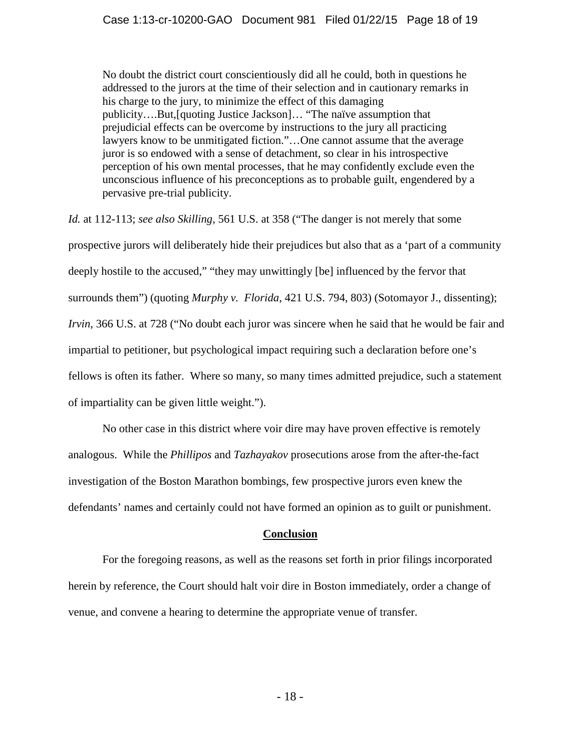> No doubt the district court conscientiously did all he could, both in questions he addressed to the jurors at the time of their selection and in cautionary remarks in his charge to the jury, to minimize the effect of this damaging publicity….But,[quoting Justice Jackson]… "The naïve assumption that prejudicial effects can be overcome by instructions to the jury all practicing lawyers know to be unmitigated fiction."…One cannot assume that the average juror is so endowed with a sense of detachment, so clear in his introspective perception of his own mental processes, that he may confidently exclude even the unconscious influence of his preconceptions as to probable guilt, engendered by a pervasive pre-trial publicity.

*Id.* at 112-113; *see also Skilling,* 561 U.S. at 358 ("The danger is not merely that some prospective jurors will deliberately hide their prejudices but also that as a 'part of a community deeply hostile to the accused," "they may unwittingly [be] influenced by the fervor that surrounds them") (quoting *Murphy v. Florida*, 421 U.S. 794, 803) (Sotomayor J., dissenting); *Irvin*, 366 U.S. at 728 ("No doubt each juror was sincere when he said that he would be fair and impartial to petitioner, but psychological impact requiring such a declaration before one's fellows is often its father. Where so many, so many times admitted prejudice, such a statement of impartiality can be given little weight.").

No other case in this district where voir dire may have proven effective is remotely analogous. While the *Phillipos* and *Tazhayakov* prosecutions arose from the after-the-fact investigation of the Boston Marathon bombings, few prospective jurors even knew the defendants' names and certainly could not have formed an opinion as to guilt or punishment.

## **Conclusion**

For the foregoing reasons, as well as the reasons set forth in prior filings incorporated herein by reference, the Court should halt voir dire in Boston immediately, order a change of venue, and convene a hearing to determine the appropriate venue of transfer.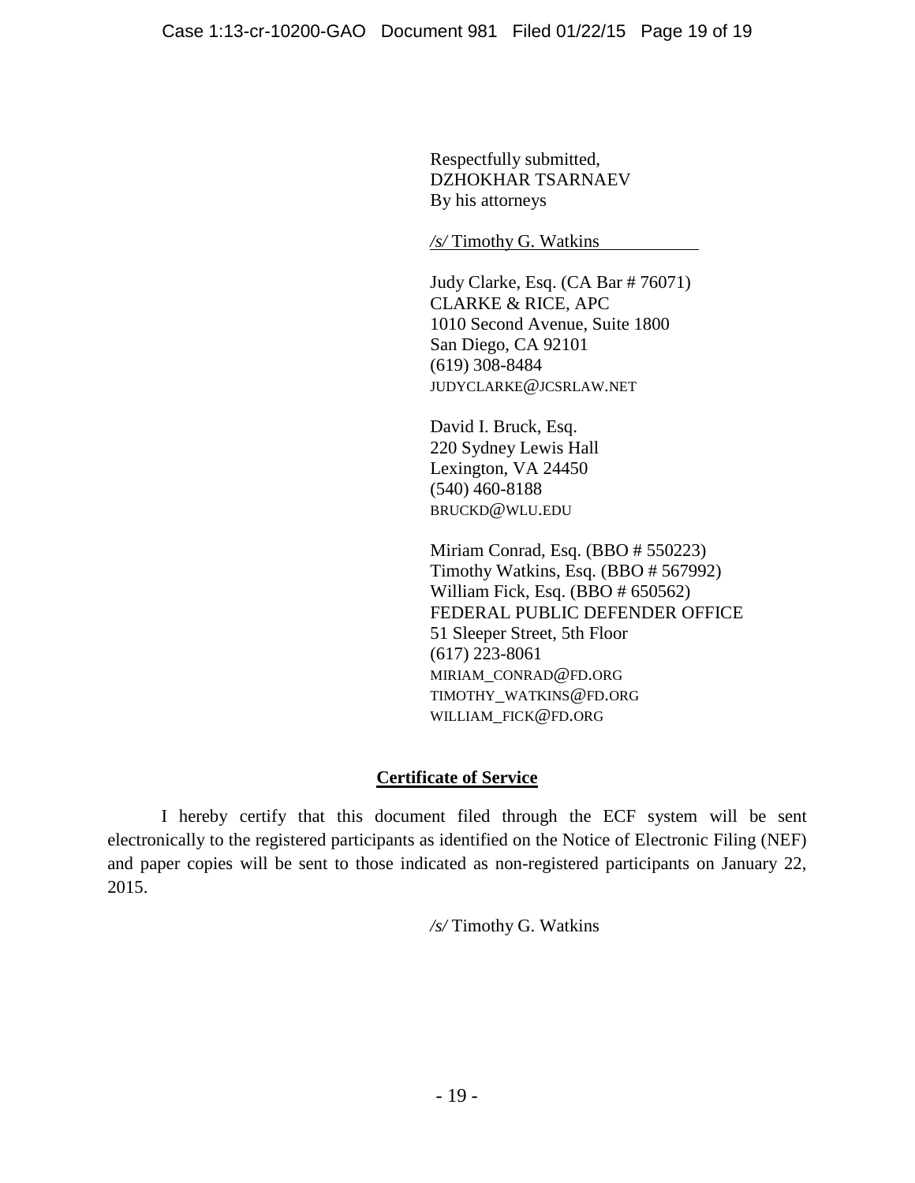Respectfully submitted,
DZHOKHAR TSARNAEV
By his attorneys

*/s/* Timothy G. Watkins

Judy Clarke, Esq. (CA Bar # 76071)
CLARKE & RICE, APC
1010 Second Avenue, Suite 1800
San Diego, CA 92101
(619) 308-8484
JUDYCLARKE@JCSRLAW.NET

David I. Bruck, Esq.
220 Sydney Lewis Hall
Lexington, VA 24450
(540) 460-8188
BRUCKD@WLU.EDU

Miriam Conrad, Esq. (BBO # 550223)
Timothy Watkins, Esq. (BBO # 567992)
William Fick, Esq. (BBO # 650562)
FEDERAL PUBLIC DEFENDER OFFICE
51 Sleeper Street, 5th Floor
(617) 223-8061
MIRIAM_CONRAD@FD.ORG
TIMOTHY_WATKINS@FD.ORG
WILLIAM_FICK@FD.ORG

## Certificate of Service

I hereby certify that this document filed through the ECF system will be sent electronically to the registered participants as identified on the Notice of Electronic Filing (NEF) and paper copies will be sent to those indicated as non-registered participants on January 22, 2015.

*/s/* Timothy G. Watkins